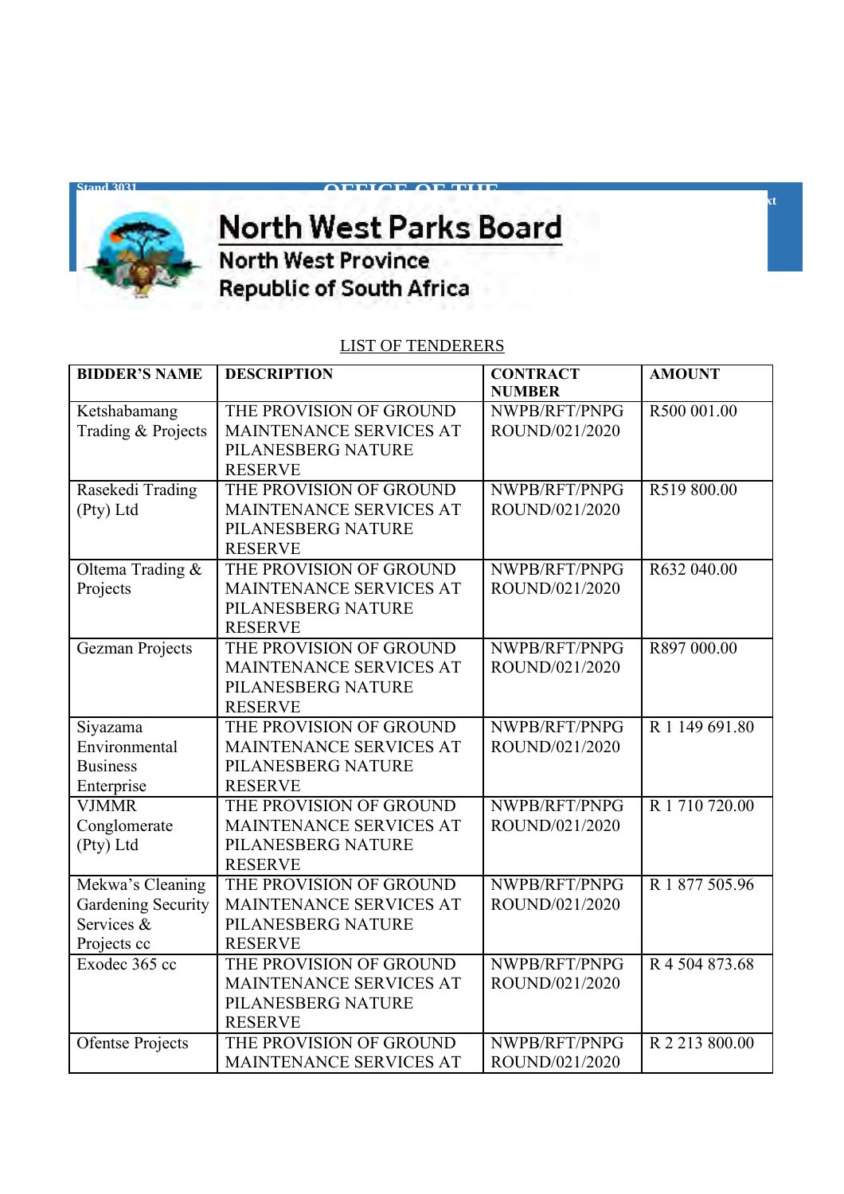# North West Parks Board

**North West Province**

**Republic of South Africa**

LIST OF TENDERERS

| BIDDER'S NAME | DESCRIPTION | CONTRACT NUMBER | AMOUNT |
|---|---|---|---|
| Ketshabamang Trading & Projects | THE PROVISION OF GROUND MAINTENANCE SERVICES AT PILANESBERG NATURE RESERVE | NWPB/RFT/PNPG ROUND/021/2020 | R500 001.00 |
| Rasekedi Trading (Pty) Ltd | THE PROVISION OF GROUND MAINTENANCE SERVICES AT PILANESBERG NATURE RESERVE | NWPB/RFT/PNPG ROUND/021/2020 | R519 800.00 |
| Oltema Trading & Projects | THE PROVISION OF GROUND MAINTENANCE SERVICES AT PILANESBERG NATURE RESERVE | NWPB/RFT/PNPG ROUND/021/2020 | R632 040.00 |
| Gezman Projects | THE PROVISION OF GROUND MAINTENANCE SERVICES AT PILANESBERG NATURE RESERVE | NWPB/RFT/PNPG ROUND/021/2020 | R897 000.00 |
| Siyazama Environmental Business Enterprise | THE PROVISION OF GROUND MAINTENANCE SERVICES AT PILANESBERG NATURE RESERVE | NWPB/RFT/PNPG ROUND/021/2020 | R 1 149 691.80 |
| VJMMR Conglomerate (Pty) Ltd | THE PROVISION OF GROUND MAINTENANCE SERVICES AT PILANESBERG NATURE RESERVE | NWPB/RFT/PNPG ROUND/021/2020 | R 1 710 720.00 |
| Mekwa's Cleaning Gardening Security Services & Projects cc | THE PROVISION OF GROUND MAINTENANCE SERVICES AT PILANESBERG NATURE RESERVE | NWPB/RFT/PNPG ROUND/021/2020 | R 1 877 505.96 |
| Exodec 365 cc | THE PROVISION OF GROUND MAINTENANCE SERVICES AT PILANESBERG NATURE RESERVE | NWPB/RFT/PNPG ROUND/021/2020 | R 4 504 873.68 |
| Ofentse Projects | THE PROVISION OF GROUND MAINTENANCE SERVICES AT | NWPB/RFT/PNPG ROUND/021/2020 | R 2 213 800.00 |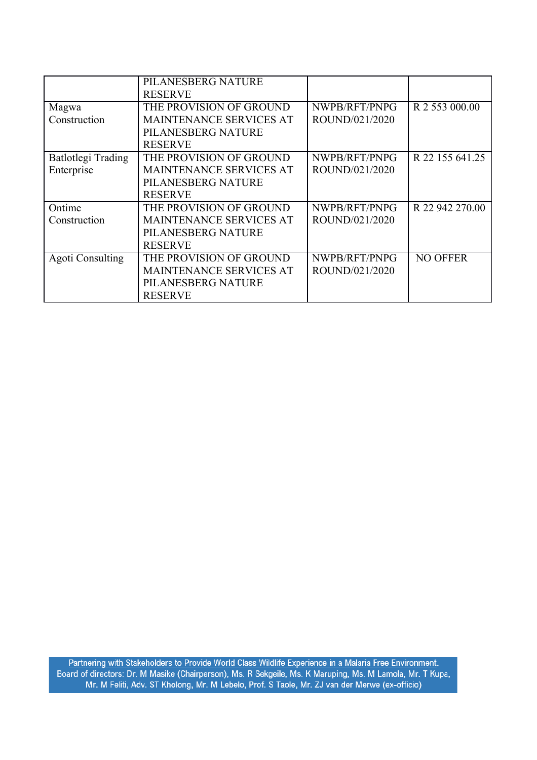| | | | |
|---|---|---|---|
| | PILANESBERG NATURE RESERVE | | |
| Magwa Construction | THE PROVISION OF GROUND MAINTENANCE SERVICES AT PILANESBERG NATURE RESERVE | NWPB/RFT/PNPG ROUND/021/2020 | R 2 553 000.00 |
| Batlotlegi Trading Enterprise | THE PROVISION OF GROUND MAINTENANCE SERVICES AT PILANESBERG NATURE RESERVE | NWPB/RFT/PNPG ROUND/021/2020 | R 22 155 641.25 |
| Ontime Construction | THE PROVISION OF GROUND MAINTENANCE SERVICES AT PILANESBERG NATURE RESERVE | NWPB/RFT/PNPG ROUND/021/2020 | R 22 942 270.00 |
| Agoti Consulting | THE PROVISION OF GROUND MAINTENANCE SERVICES AT PILANESBERG NATURE RESERVE | NWPB/RFT/PNPG ROUND/021/2020 | NO OFFER |